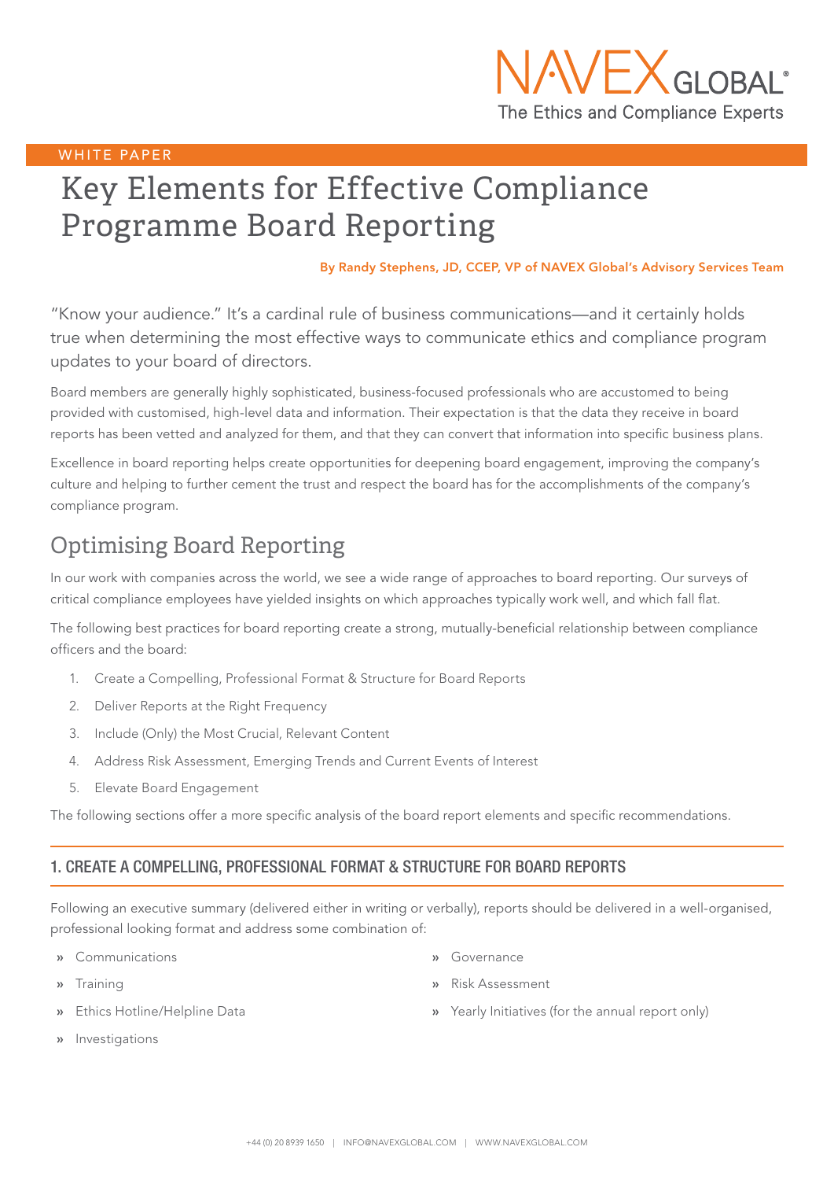NAVEX GLOBAL® The Ethics and Compliance Experts

WHITE PAPER

# Key Elements for Effective Compliance Programme Board Reporting

**By Randy Stephens, JD, CCEP, VP of NAVEX Global's Advisory Services Team**

"Know your audience." It's a cardinal rule of business communications—and it certainly holds true when determining the most effective ways to communicate ethics and compliance program updates to your board of directors.

Board members are generally highly sophisticated, business-focused professionals who are accustomed to being provided with customised, high-level data and information. Their expectation is that the data they receive in board reports has been vetted and analyzed for them, and that they can convert that information into specific business plans.

Excellence in board reporting helps create opportunities for deepening board engagement, improving the company's culture and helping to further cement the trust and respect the board has for the accomplishments of the company's compliance program.

## Optimising Board Reporting

In our work with companies across the world, we see a wide range of approaches to board reporting. Our surveys of critical compliance employees have yielded insights on which approaches typically work well, and which fall flat.

The following best practices for board reporting create a strong, mutually-beneficial relationship between compliance officers and the board:

1. Create a Compelling, Professional Format & Structure for Board Reports
2. Deliver Reports at the Right Frequency
3. Include (Only) the Most Crucial, Relevant Content
4. Address Risk Assessment, Emerging Trends and Current Events of Interest
5. Elevate Board Engagement

The following sections offer a more specific analysis of the board report elements and specific recommendations.

### 1. CREATE A COMPELLING, PROFESSIONAL FORMAT & STRUCTURE FOR BOARD REPORTS

Following an executive summary (delivered either in writing or verbally), reports should be delivered in a well-organised, professional looking format and address some combination of:

- Communications
- Training
- Ethics Hotline/Helpline Data
- Investigations
- Governance
- Risk Assessment
- Yearly Initiatives (for the annual report only)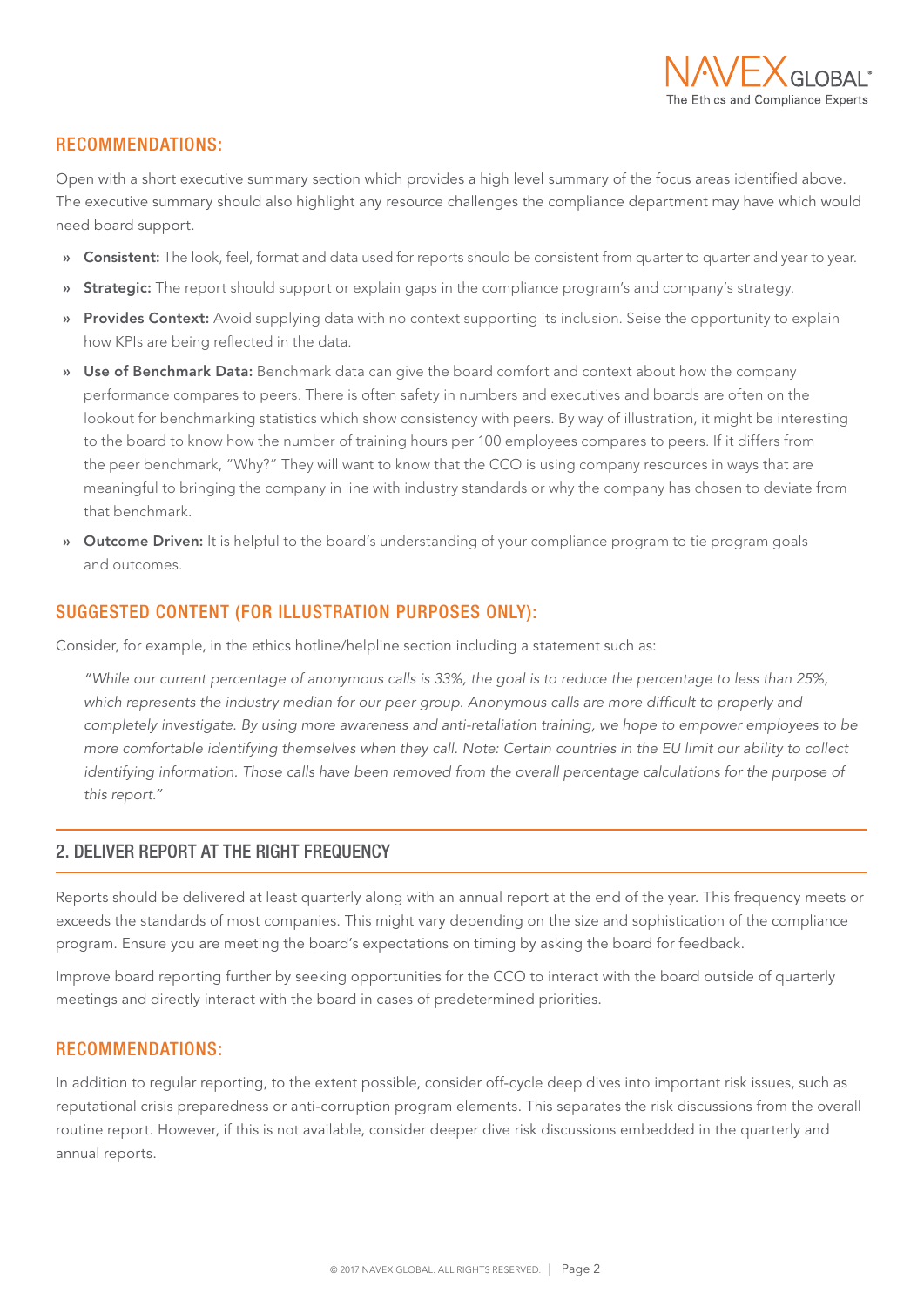## RECOMMENDATIONS:

Open with a short executive summary section which provides a high level summary of the focus areas identified above. The executive summary should also highlight any resource challenges the compliance department may have which would need board support.

- **Consistent:** The look, feel, format and data used for reports should be consistent from quarter to quarter and year to year.
- **Strategic:** The report should support or explain gaps in the compliance program's and company's strategy.
- **Provides Context:** Avoid supplying data with no context supporting its inclusion. Seise the opportunity to explain how KPIs are being reflected in the data.
- **Use of Benchmark Data:** Benchmark data can give the board comfort and context about how the company performance compares to peers. There is often safety in numbers and executives and boards are often on the lookout for benchmarking statistics which show consistency with peers. By way of illustration, it might be interesting to the board to know how the number of training hours per 100 employees compares to peers. If it differs from the peer benchmark, "Why?" They will want to know that the CCO is using company resources in ways that are meaningful to bringing the company in line with industry standards or why the company has chosen to deviate from that benchmark.
- **Outcome Driven:** It is helpful to the board's understanding of your compliance program to tie program goals and outcomes.

## SUGGESTED CONTENT (FOR ILLUSTRATION PURPOSES ONLY):

Consider, for example, in the ethics hotline/helpline section including a statement such as:

> *"While our current percentage of anonymous calls is 33%, the goal is to reduce the percentage to less than 25%, which represents the industry median for our peer group. Anonymous calls are more difficult to properly and completely investigate. By using more awareness and anti-retaliation training, we hope to empower employees to be more comfortable identifying themselves when they call. Note: Certain countries in the EU limit our ability to collect identifying information. Those calls have been removed from the overall percentage calculations for the purpose of this report."*

## 2. DELIVER REPORT AT THE RIGHT FREQUENCY

Reports should be delivered at least quarterly along with an annual report at the end of the year. This frequency meets or exceeds the standards of most companies. This might vary depending on the size and sophistication of the compliance program. Ensure you are meeting the board's expectations on timing by asking the board for feedback.

Improve board reporting further by seeking opportunities for the CCO to interact with the board outside of quarterly meetings and directly interact with the board in cases of predetermined priorities.

## RECOMMENDATIONS:

In addition to regular reporting, to the extent possible, consider off-cycle deep dives into important risk issues, such as reputational crisis preparedness or anti-corruption program elements. This separates the risk discussions from the overall routine report. However, if this is not available, consider deeper dive risk discussions embedded in the quarterly and annual reports.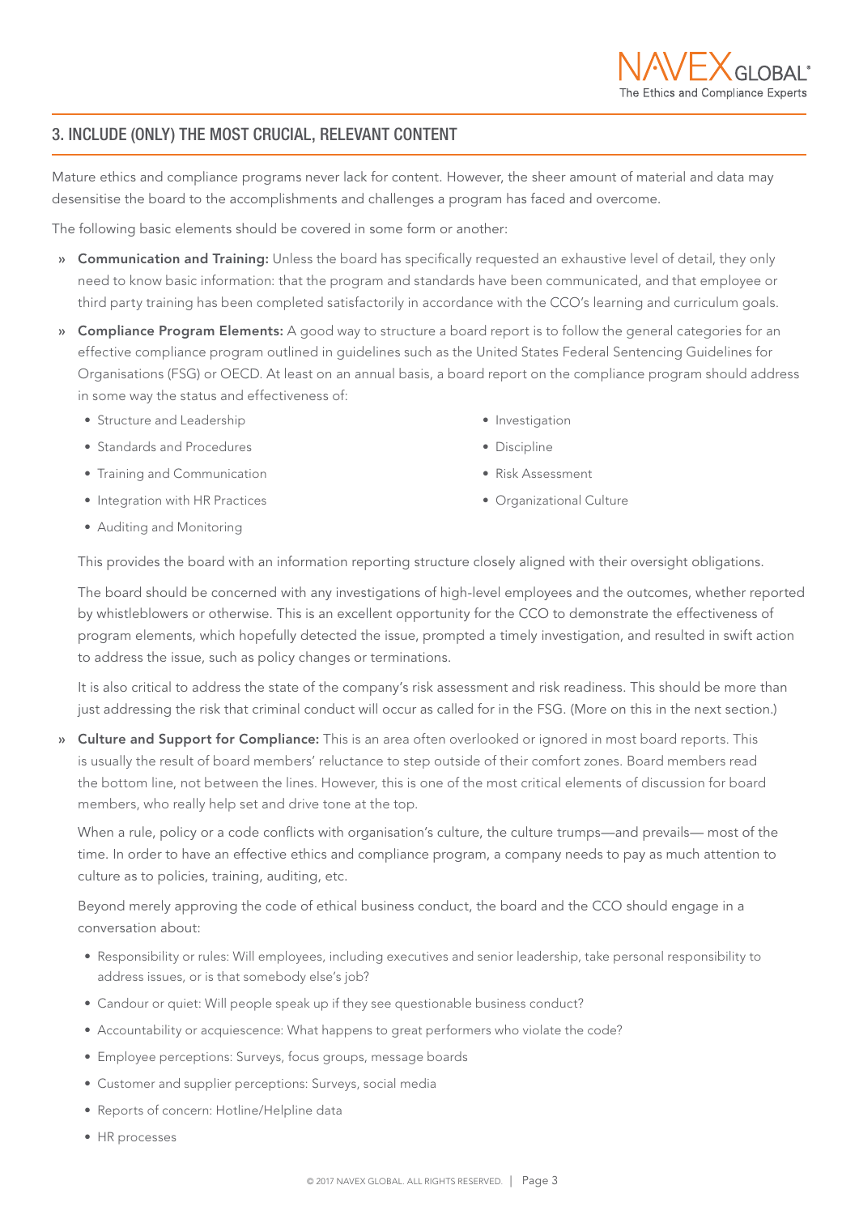## 3. INCLUDE (ONLY) THE MOST CRUCIAL, RELEVANT CONTENT

Mature ethics and compliance programs never lack for content. However, the sheer amount of material and data may desensitise the board to the accomplishments and challenges a program has faced and overcome.

The following basic elements should be covered in some form or another:

- **Communication and Training:** Unless the board has specifically requested an exhaustive level of detail, they only need to know basic information: that the program and standards have been communicated, and that employee or third party training has been completed satisfactorily in accordance with the CCO's learning and curriculum goals.
- **Compliance Program Elements:** A good way to structure a board report is to follow the general categories for an effective compliance program outlined in guidelines such as the United States Federal Sentencing Guidelines for Organisations (FSG) or OECD. At least on an annual basis, a board report on the compliance program should address in some way the status and effectiveness of:
  - Structure and Leadership
  - Standards and Procedures
  - Training and Communication
  - Integration with HR Practices
  - Auditing and Monitoring
  - Investigation
  - Discipline
  - Risk Assessment
  - Organizational Culture

  This provides the board with an information reporting structure closely aligned with their oversight obligations.

  The board should be concerned with any investigations of high-level employees and the outcomes, whether reported by whistleblowers or otherwise. This is an excellent opportunity for the CCO to demonstrate the effectiveness of program elements, which hopefully detected the issue, prompted a timely investigation, and resulted in swift action to address the issue, such as policy changes or terminations.

  It is also critical to address the state of the company's risk assessment and risk readiness. This should be more than just addressing the risk that criminal conduct will occur as called for in the FSG. (More on this in the next section.)

- **Culture and Support for Compliance:** This is an area often overlooked or ignored in most board reports. This is usually the result of board members' reluctance to step outside of their comfort zones. Board members read the bottom line, not between the lines. However, this is one of the most critical elements of discussion for board members, who really help set and drive tone at the top.

  When a rule, policy or a code conflicts with organisation's culture, the culture trumps—and prevails— most of the time. In order to have an effective ethics and compliance program, a company needs to pay as much attention to culture as to policies, training, auditing, etc.

  Beyond merely approving the code of ethical business conduct, the board and the CCO should engage in a conversation about:

  - Responsibility or rules: Will employees, including executives and senior leadership, take personal responsibility to address issues, or is that somebody else's job?
  - Candour or quiet: Will people speak up if they see questionable business conduct?
  - Accountability or acquiescence: What happens to great performers who violate the code?
  - Employee perceptions: Surveys, focus groups, message boards
  - Customer and supplier perceptions: Surveys, social media
  - Reports of concern: Hotline/Helpline data
  - HR processes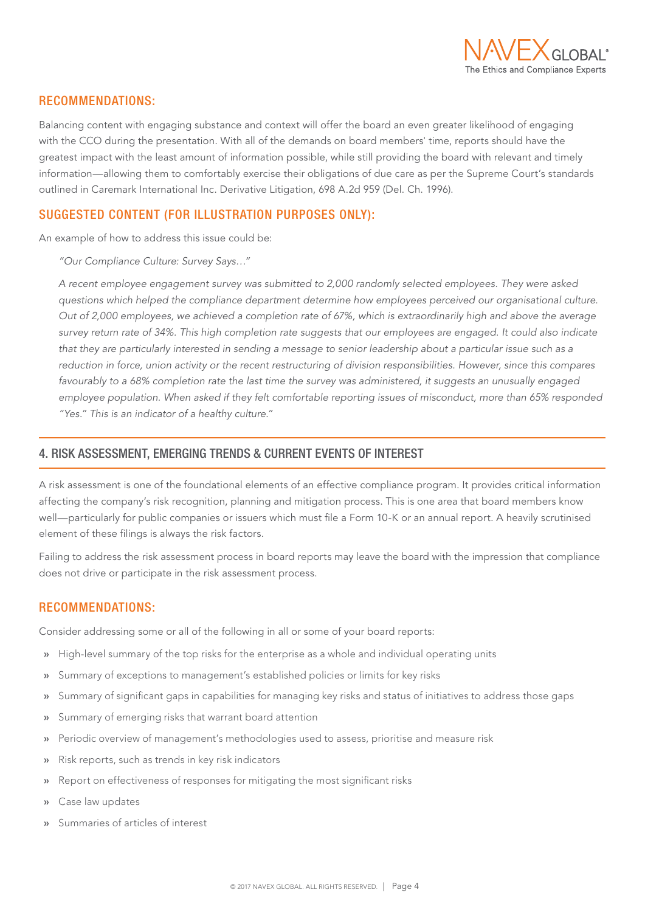### RECOMMENDATIONS:

Balancing content with engaging substance and context will offer the board an even greater likelihood of engaging with the CCO during the presentation. With all of the demands on board members' time, reports should have the greatest impact with the least amount of information possible, while still providing the board with relevant and timely information—allowing them to comfortably exercise their obligations of due care as per the Supreme Court's standards outlined in Caremark International Inc. Derivative Litigation, 698 A.2d 959 (Del. Ch. 1996).

### SUGGESTED CONTENT (FOR ILLUSTRATION PURPOSES ONLY):

An example of how to address this issue could be:

> *"Our Compliance Culture: Survey Says…"*
>
> *A recent employee engagement survey was submitted to 2,000 randomly selected employees. They were asked questions which helped the compliance department determine how employees perceived our organisational culture. Out of 2,000 employees, we achieved a completion rate of 67%, which is extraordinarily high and above the average survey return rate of 34%. This high completion rate suggests that our employees are engaged. It could also indicate that they are particularly interested in sending a message to senior leadership about a particular issue such as a reduction in force, union activity or the recent restructuring of division responsibilities. However, since this compares favourably to a 68% completion rate the last time the survey was administered, it suggests an unusually engaged employee population. When asked if they felt comfortable reporting issues of misconduct, more than 65% responded "Yes." This is an indicator of a healthy culture."*

## 4. RISK ASSESSMENT, EMERGING TRENDS & CURRENT EVENTS OF INTEREST

A risk assessment is one of the foundational elements of an effective compliance program. It provides critical information affecting the company's risk recognition, planning and mitigation process. This is one area that board members know well—particularly for public companies or issuers which must file a Form 10-K or an annual report. A heavily scrutinised element of these filings is always the risk factors.

Failing to address the risk assessment process in board reports may leave the board with the impression that compliance does not drive or participate in the risk assessment process.

### RECOMMENDATIONS:

Consider addressing some or all of the following in all or some of your board reports:

- High-level summary of the top risks for the enterprise as a whole and individual operating units
- Summary of exceptions to management's established policies or limits for key risks
- Summary of significant gaps in capabilities for managing key risks and status of initiatives to address those gaps
- Summary of emerging risks that warrant board attention
- Periodic overview of management's methodologies used to assess, prioritise and measure risk
- Risk reports, such as trends in key risk indicators
- Report on effectiveness of responses for mitigating the most significant risks
- Case law updates
- Summaries of articles of interest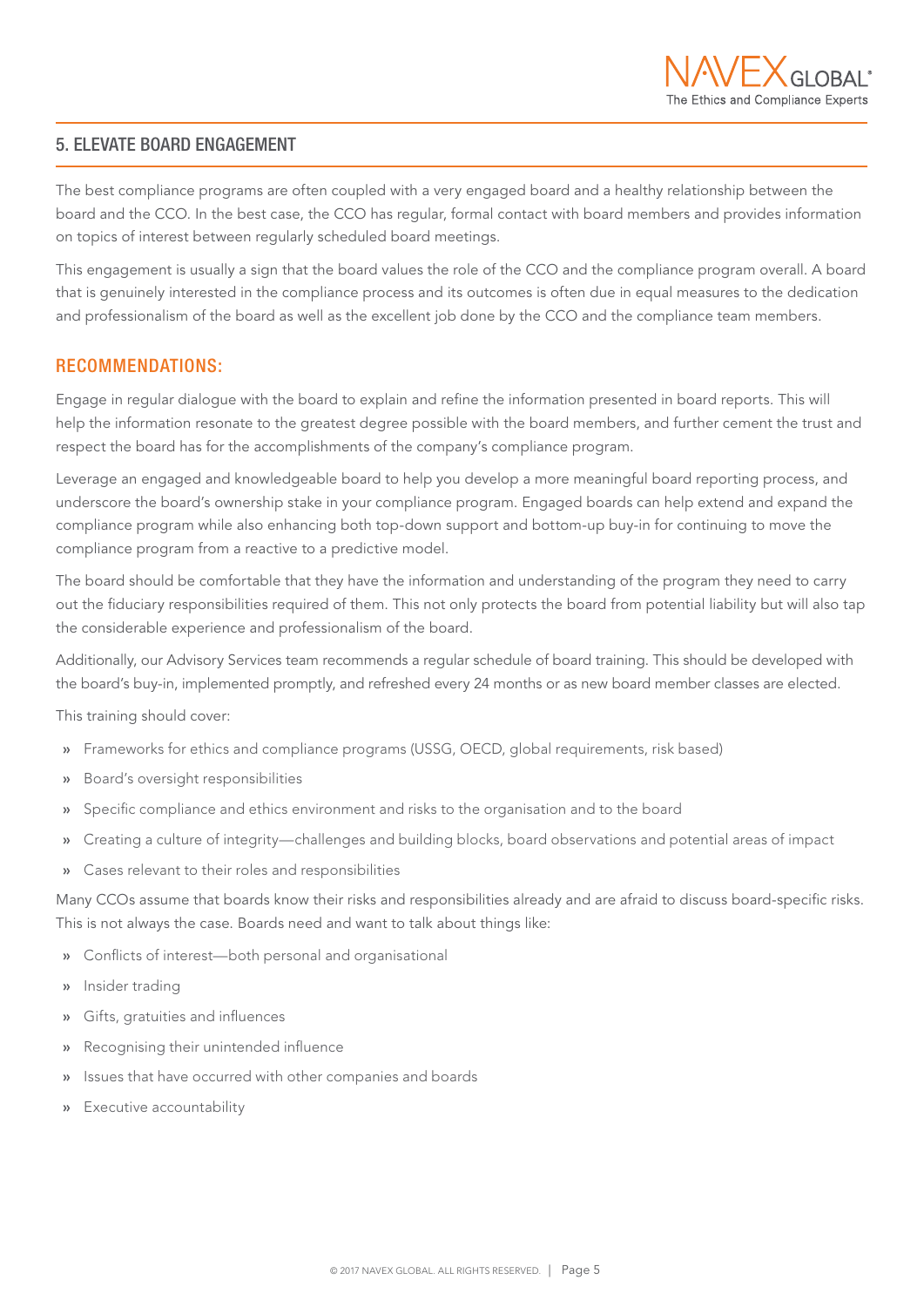## 5. ELEVATE BOARD ENGAGEMENT

The best compliance programs are often coupled with a very engaged board and a healthy relationship between the board and the CCO. In the best case, the CCO has regular, formal contact with board members and provides information on topics of interest between regularly scheduled board meetings.

This engagement is usually a sign that the board values the role of the CCO and the compliance program overall. A board that is genuinely interested in the compliance process and its outcomes is often due in equal measures to the dedication and professionalism of the board as well as the excellent job done by the CCO and the compliance team members.

### RECOMMENDATIONS:

Engage in regular dialogue with the board to explain and refine the information presented in board reports. This will help the information resonate to the greatest degree possible with the board members, and further cement the trust and respect the board has for the accomplishments of the company's compliance program.

Leverage an engaged and knowledgeable board to help you develop a more meaningful board reporting process, and underscore the board's ownership stake in your compliance program. Engaged boards can help extend and expand the compliance program while also enhancing both top-down support and bottom-up buy-in for continuing to move the compliance program from a reactive to a predictive model.

The board should be comfortable that they have the information and understanding of the program they need to carry out the fiduciary responsibilities required of them. This not only protects the board from potential liability but will also tap the considerable experience and professionalism of the board.

Additionally, our Advisory Services team recommends a regular schedule of board training. This should be developed with the board's buy-in, implemented promptly, and refreshed every 24 months or as new board member classes are elected.

This training should cover:

- Frameworks for ethics and compliance programs (USSG, OECD, global requirements, risk based)
- Board's oversight responsibilities
- Specific compliance and ethics environment and risks to the organisation and to the board
- Creating a culture of integrity—challenges and building blocks, board observations and potential areas of impact
- Cases relevant to their roles and responsibilities

Many CCOs assume that boards know their risks and responsibilities already and are afraid to discuss board-specific risks. This is not always the case. Boards need and want to talk about things like:

- Conflicts of interest—both personal and organisational
- Insider trading
- Gifts, gratuities and influences
- Recognising their unintended influence
- Issues that have occurred with other companies and boards
- Executive accountability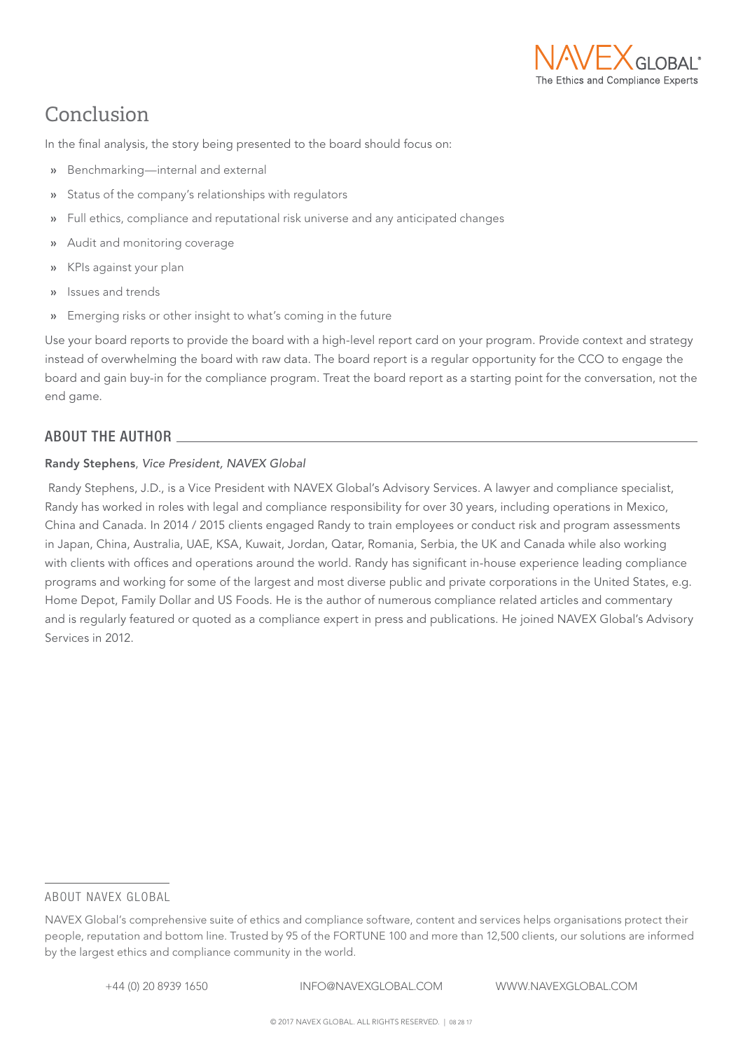## Conclusion

In the final analysis, the story being presented to the board should focus on:

- Benchmarking—internal and external
- Status of the company's relationships with regulators
- Full ethics, compliance and reputational risk universe and any anticipated changes
- Audit and monitoring coverage
- KPIs against your plan
- Issues and trends
- Emerging risks or other insight to what's coming in the future

Use your board reports to provide the board with a high-level report card on your program. Provide context and strategy instead of overwhelming the board with raw data. The board report is a regular opportunity for the CCO to engage the board and gain buy-in for the compliance program. Treat the board report as a starting point for the conversation, not the end game.

### ABOUT THE AUTHOR

**Randy Stephens**, *Vice President, NAVEX Global*

Randy Stephens, J.D., is a Vice President with NAVEX Global's Advisory Services. A lawyer and compliance specialist, Randy has worked in roles with legal and compliance responsibility for over 30 years, including operations in Mexico, China and Canada. In 2014 / 2015 clients engaged Randy to train employees or conduct risk and program assessments in Japan, China, Australia, UAE, KSA, Kuwait, Jordan, Qatar, Romania, Serbia, the UK and Canada while also working with clients with offices and operations around the world. Randy has significant in-house experience leading compliance programs and working for some of the largest and most diverse public and private corporations in the United States, e.g. Home Depot, Family Dollar and US Foods. He is the author of numerous compliance related articles and commentary and is regularly featured or quoted as a compliance expert in press and publications. He joined NAVEX Global's Advisory Services in 2012.

### ABOUT NAVEX GLOBAL

NAVEX Global's comprehensive suite of ethics and compliance software, content and services helps organisations protect their people, reputation and bottom line. Trusted by 95 of the FORTUNE 100 and more than 12,500 clients, our solutions are informed by the largest ethics and compliance community in the world.

+44 (0) 20 8939 1650 INFO@NAVEXGLOBAL.COM WWW.NAVEXGLOBAL.COM

© 2017 NAVEX GLOBAL. ALL RIGHTS RESERVED. | 08 28 17